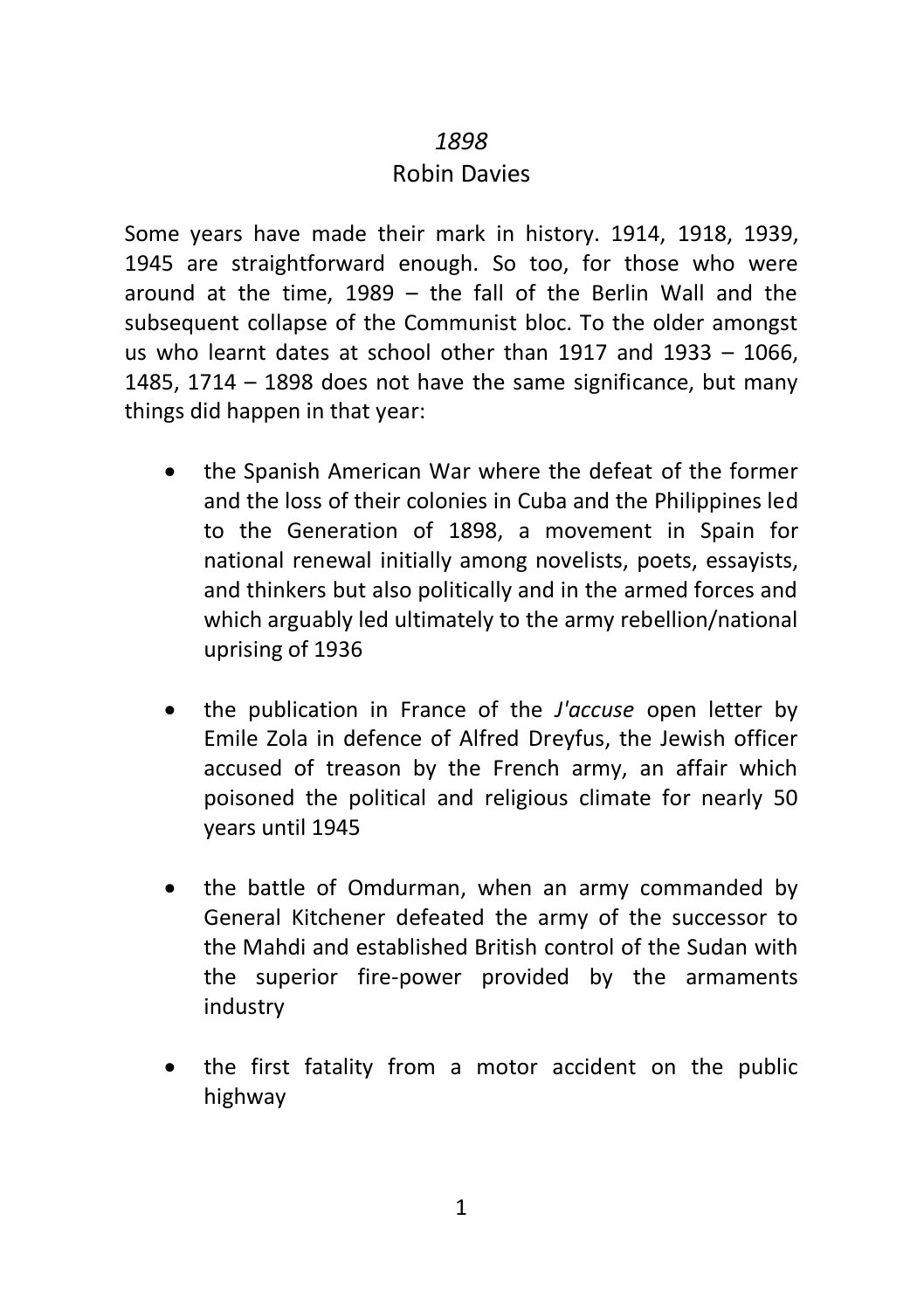# *1898*

## Robin Davies

Some years have made their mark in history. 1914, 1918, 1939, 1945 are straightforward enough. So too, for those who were around at the time, 1989 – the fall of the Berlin Wall and the subsequent collapse of the Communist bloc. To the older amongst us who learnt dates at school other than 1917 and 1933 – 1066, 1485, 1714 – 1898 does not have the same significance, but many things did happen in that year:

- the Spanish American War where the defeat of the former and the loss of their colonies in Cuba and the Philippines led to the Generation of 1898, a movement in Spain for national renewal initially among novelists, poets, essayists, and thinkers but also politically and in the armed forces and which arguably led ultimately to the army rebellion/national uprising of 1936

- the publication in France of the *J'accuse* open letter by Emile Zola in defence of Alfred Dreyfus, the Jewish officer accused of treason by the French army, an affair which poisoned the political and religious climate for nearly 50 years until 1945

- the battle of Omdurman, when an army commanded by General Kitchener defeated the army of the successor to the Mahdi and established British control of the Sudan with the superior fire-power provided by the armaments industry

- the first fatality from a motor accident on the public highway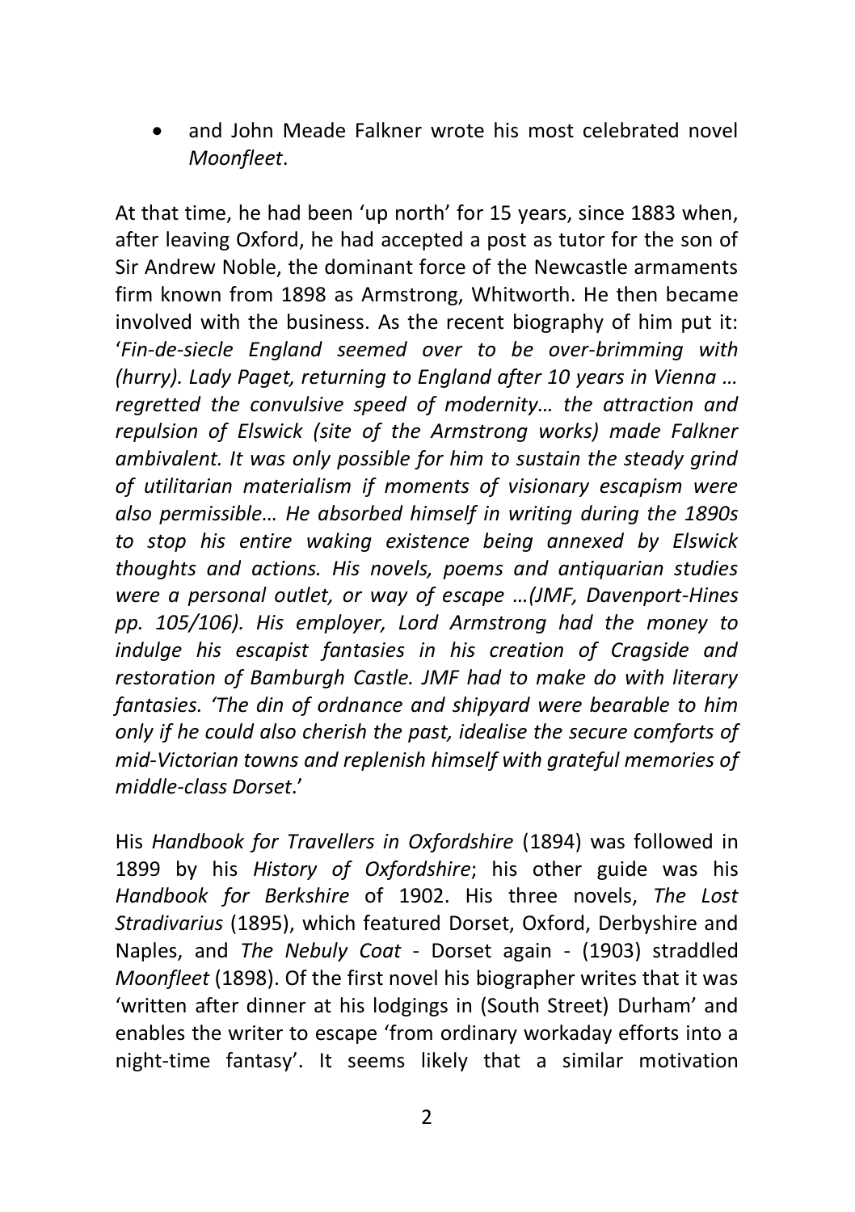- and John Meade Falkner wrote his most celebrated novel *Moonfleet*.

At that time, he had been 'up north' for 15 years, since 1883 when, after leaving Oxford, he had accepted a post as tutor for the son of Sir Andrew Noble, the dominant force of the Newcastle armaments firm known from 1898 as Armstrong, Whitworth. He then became involved with the business. As the recent biography of him put it: '*Fin-de-siecle England seemed over to be over-brimming with (hurry). Lady Paget, returning to England after 10 years in Vienna … regretted the convulsive speed of modernity… the attraction and repulsion of Elswick (site of the Armstrong works) made Falkner ambivalent. It was only possible for him to sustain the steady grind of utilitarian materialism if moments of visionary escapism were also permissible… He absorbed himself in writing during the 1890s to stop his entire waking existence being annexed by Elswick thoughts and actions. His novels, poems and antiquarian studies were a personal outlet, or way of escape …(JMF, Davenport-Hines pp. 105/106). His employer, Lord Armstrong had the money to indulge his escapist fantasies in his creation of Cragside and restoration of Bamburgh Castle. JMF had to make do with literary fantasies. 'The din of ordnance and shipyard were bearable to him only if he could also cherish the past, idealise the secure comforts of mid-Victorian towns and replenish himself with grateful memories of middle-class Dorset*.'

His *Handbook for Travellers in Oxfordshire* (1894) was followed in 1899 by his *History of Oxfordshire*; his other guide was his *Handbook for Berkshire* of 1902. His three novels, *The Lost Stradivarius* (1895), which featured Dorset, Oxford, Derbyshire and Naples, and *The Nebuly Coat* - Dorset again - (1903) straddled *Moonfleet* (1898). Of the first novel his biographer writes that it was 'written after dinner at his lodgings in (South Street) Durham' and enables the writer to escape 'from ordinary workaday efforts into a night-time fantasy'. It seems likely that a similar motivation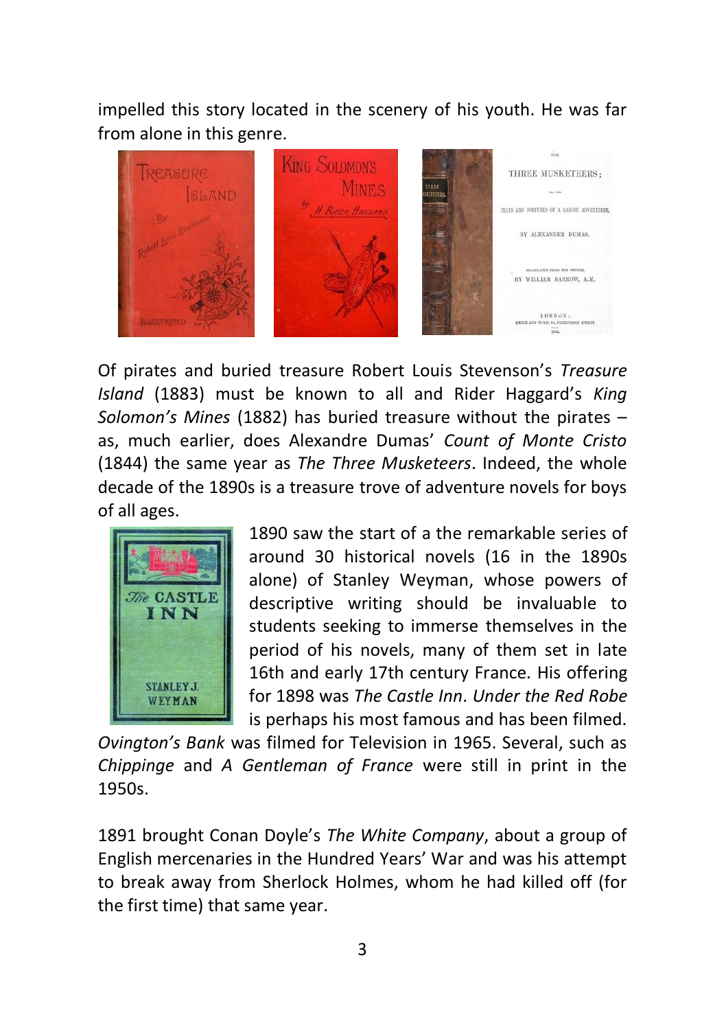impelled this story located in the scenery of his youth. He was far from alone in this genre.

Of pirates and buried treasure Robert Louis Stevenson's *Treasure Island* (1883) must be known to all and Rider Haggard's *King Solomon's Mines* (1882) has buried treasure without the pirates – as, much earlier, does Alexandre Dumas' *Count of Monte Cristo* (1844) the same year as *The Three Musketeers*. Indeed, the whole decade of the 1890s is a treasure trove of adventure novels for boys of all ages.

1890 saw the start of a the remarkable series of around 30 historical novels (16 in the 1890s alone) of Stanley Weyman, whose powers of descriptive writing should be invaluable to students seeking to immerse themselves in the period of his novels, many of them set in late 16th and early 17th century France. His offering for 1898 was *The Castle Inn*. *Under the Red Robe* is perhaps his most famous and has been filmed. *Ovington's Bank* was filmed for Television in 1965. Several, such as *Chippinge* and *A Gentleman of France* were still in print in the 1950s.

1891 brought Conan Doyle's *The White Company*, about a group of English mercenaries in the Hundred Years' War and was his attempt to break away from Sherlock Holmes, whom he had killed off (for the first time) that same year.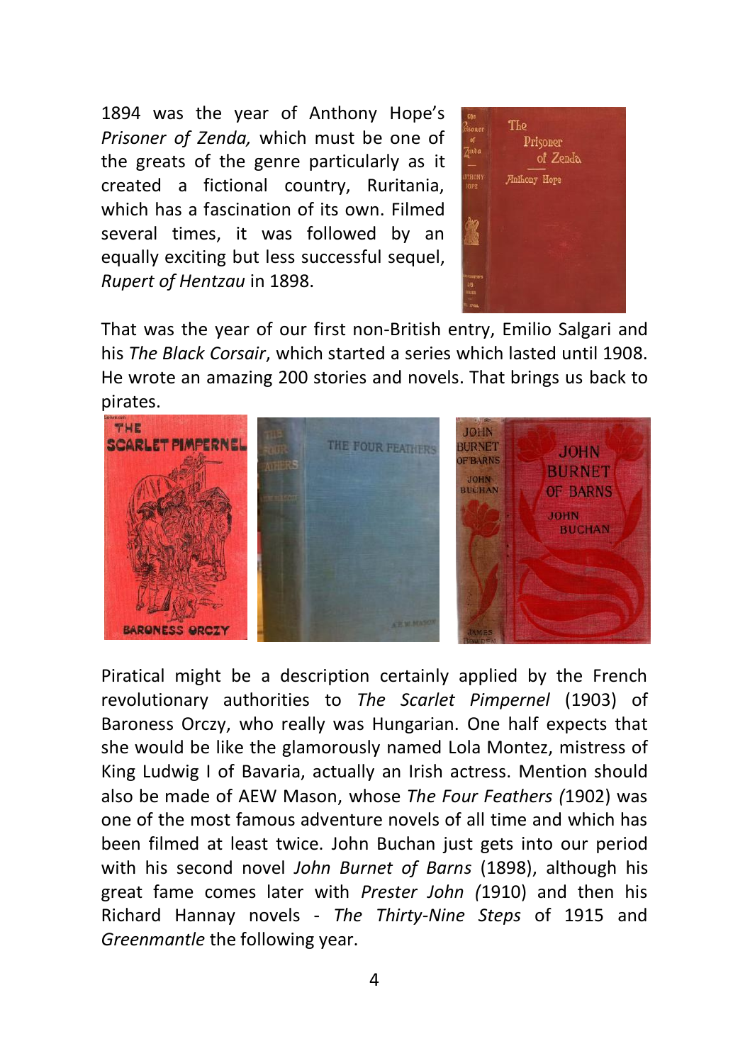1894 was the year of Anthony Hope's *Prisoner of Zenda,* which must be one of the greats of the genre particularly as it created a fictional country, Ruritania, which has a fascination of its own. Filmed several times, it was followed by an equally exciting but less successful sequel, *Rupert of Hentzau* in 1898.

That was the year of our first non-British entry, Emilio Salgari and his *The Black Corsair*, which started a series which lasted until 1908. He wrote an amazing 200 stories and novels. That brings us back to pirates.

Piratical might be a description certainly applied by the French revolutionary authorities to *The Scarlet Pimpernel* (1903) of Baroness Orczy, who really was Hungarian. One half expects that she would be like the glamorously named Lola Montez, mistress of King Ludwig I of Bavaria, actually an Irish actress. Mention should also be made of AEW Mason, whose *The Four Feathers (*1902) was one of the most famous adventure novels of all time and which has been filmed at least twice. John Buchan just gets into our period with his second novel *John Burnet of Barns* (1898), although his great fame comes later with *Prester John (*1910) and then his Richard Hannay novels - *The Thirty-Nine Steps* of 1915 and *Greenmantle* the following year.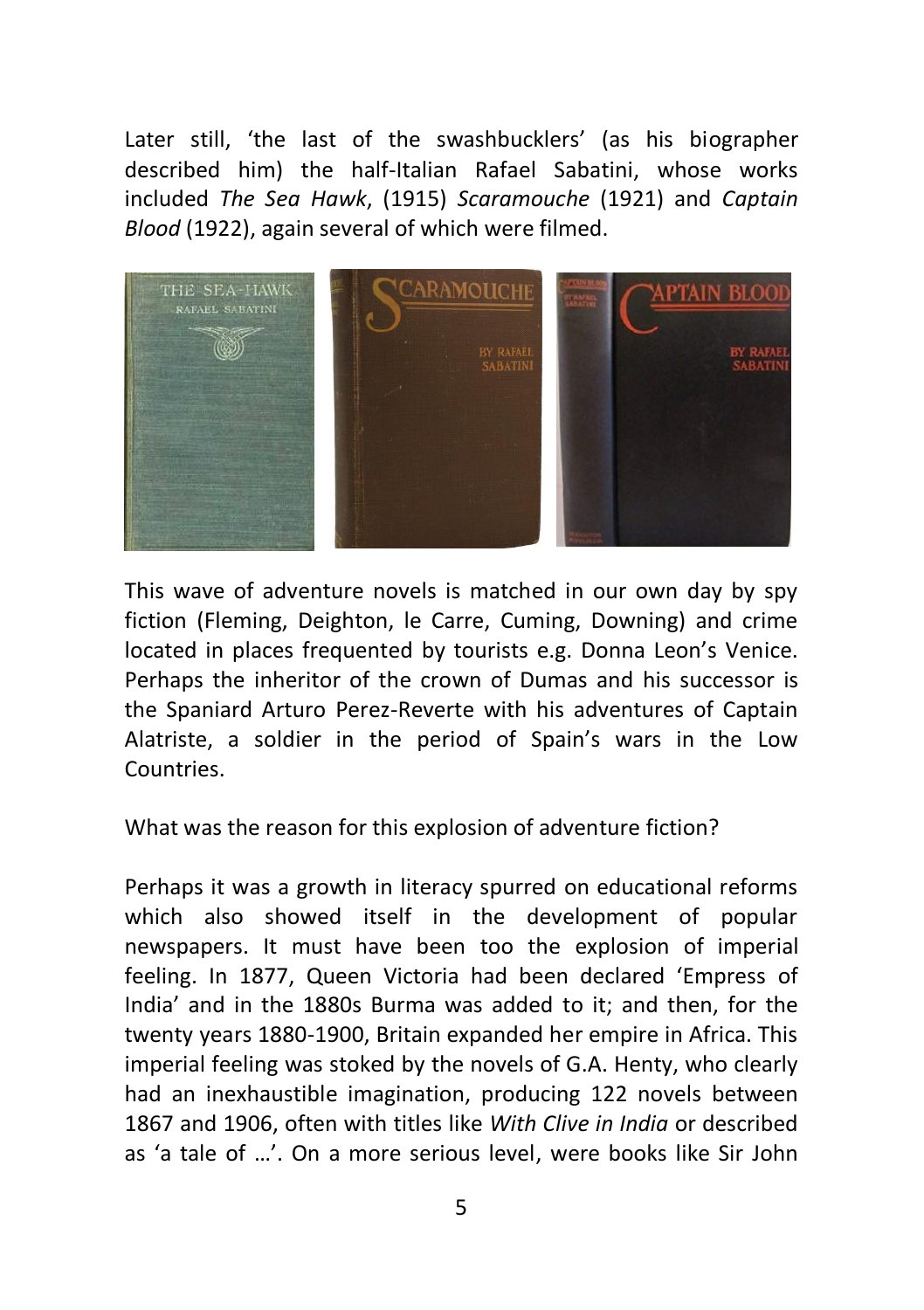Later still, 'the last of the swashbucklers' (as his biographer described him) the half-Italian Rafael Sabatini, whose works included *The Sea Hawk*, (1915) *Scaramouche* (1921) and *Captain Blood* (1922), again several of which were filmed.

This wave of adventure novels is matched in our own day by spy fiction (Fleming, Deighton, le Carre, Cuming, Downing) and crime located in places frequented by tourists e.g. Donna Leon's Venice. Perhaps the inheritor of the crown of Dumas and his successor is the Spaniard Arturo Perez-Reverte with his adventures of Captain Alatriste, a soldier in the period of Spain's wars in the Low Countries.

What was the reason for this explosion of adventure fiction?

Perhaps it was a growth in literacy spurred on educational reforms which also showed itself in the development of popular newspapers. It must have been too the explosion of imperial feeling. In 1877, Queen Victoria had been declared 'Empress of India' and in the 1880s Burma was added to it; and then, for the twenty years 1880-1900, Britain expanded her empire in Africa. This imperial feeling was stoked by the novels of G.A. Henty, who clearly had an inexhaustible imagination, producing 122 novels between 1867 and 1906, often with titles like *With Clive in India* or described as 'a tale of …'. On a more serious level, were books like Sir John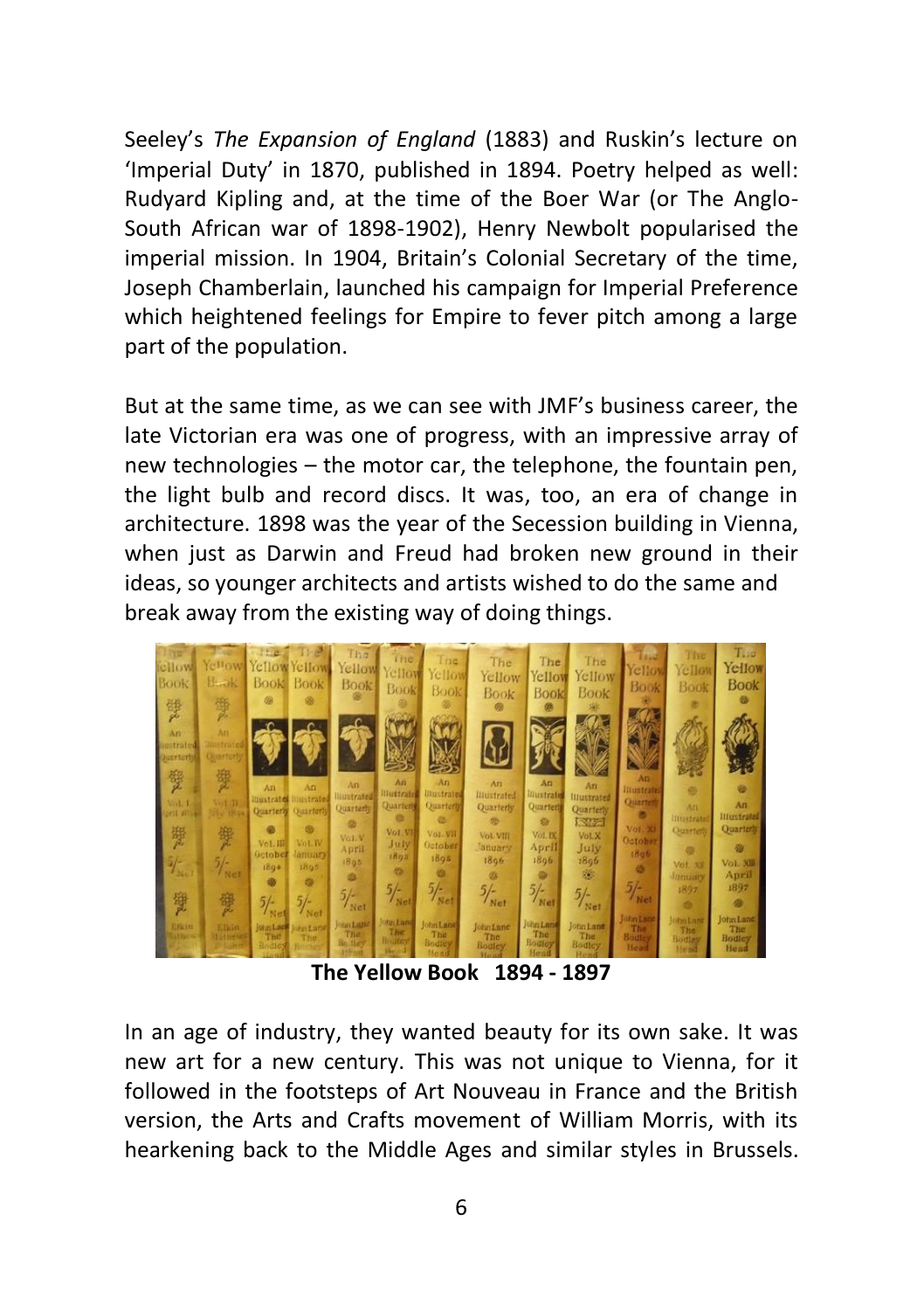Seeley's *The Expansion of England* (1883) and Ruskin's lecture on 'Imperial Duty' in 1870, published in 1894. Poetry helped as well: Rudyard Kipling and, at the time of the Boer War (or The Anglo-South African war of 1898-1902), Henry Newbolt popularised the imperial mission. In 1904, Britain's Colonial Secretary of the time, Joseph Chamberlain, launched his campaign for Imperial Preference which heightened feelings for Empire to fever pitch among a large part of the population.

But at the same time, as we can see with JMF's business career, the late Victorian era was one of progress, with an impressive array of new technologies – the motor car, the telephone, the fountain pen, the light bulb and record discs. It was, too, an era of change in architecture. 1898 was the year of the Secession building in Vienna, when just as Darwin and Freud had broken new ground in their ideas, so younger architects and artists wished to do the same and break away from the existing way of doing things.

**The Yellow Book 1894 - 1897**

In an age of industry, they wanted beauty for its own sake. It was new art for a new century. This was not unique to Vienna, for it followed in the footsteps of Art Nouveau in France and the British version, the Arts and Crafts movement of William Morris, with its hearkening back to the Middle Ages and similar styles in Brussels.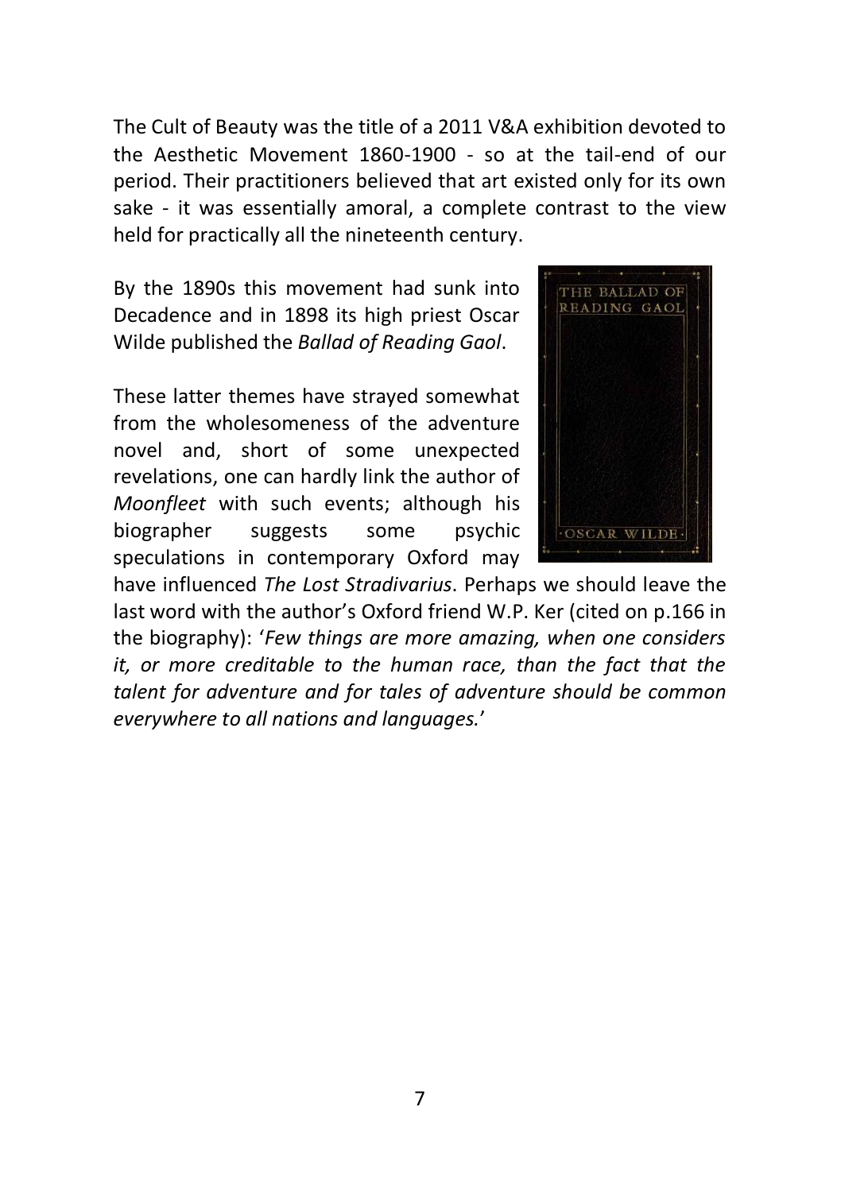The Cult of Beauty was the title of a 2011 V&A exhibition devoted to the Aesthetic Movement 1860-1900 - so at the tail-end of our period. Their practitioners believed that art existed only for its own sake - it was essentially amoral, a complete contrast to the view held for practically all the nineteenth century.

By the 1890s this movement had sunk into Decadence and in 1898 its high priest Oscar Wilde published the *Ballad of Reading Gaol*.

These latter themes have strayed somewhat from the wholesomeness of the adventure novel and, short of some unexpected revelations, one can hardly link the author of *Moonfleet* with such events; although his biographer suggests some psychic speculations in contemporary Oxford may have influenced *The Lost Stradivarius*. Perhaps we should leave the last word with the author's Oxford friend W.P. Ker (cited on p.166 in the biography): '*Few things are more amazing, when one considers it, or more creditable to the human race, than the fact that the talent for adventure and for tales of adventure should be common everywhere to all nations and languages.*'